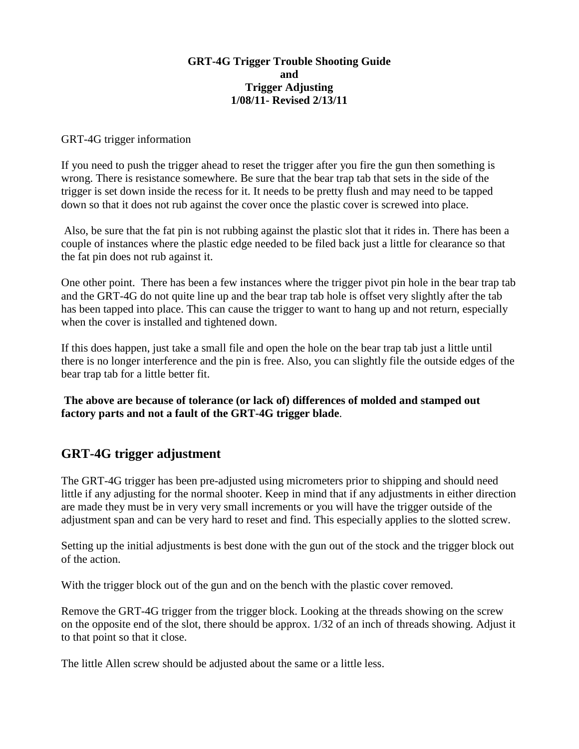**GRT-4G Trigger Trouble Shooting Guide**
**and**
**Trigger Adjusting**
**1/08/11- Revised 2/13/11**

GRT-4G trigger information

If you need to push the trigger ahead to reset the trigger after you fire the gun then something is wrong. There is resistance somewhere. Be sure that the bear trap tab that sets in the side of the trigger is set down inside the recess for it. It needs to be pretty flush and may need to be tapped down so that it does not rub against the cover once the plastic cover is screwed into place.

Also, be sure that the fat pin is not rubbing against the plastic slot that it rides in. There has been a couple of instances where the plastic edge needed to be filed back just a little for clearance so that the fat pin does not rub against it.

One other point. There has been a few instances where the trigger pivot pin hole in the bear trap tab and the GRT-4G do not quite line up and the bear trap tab hole is offset very slightly after the tab has been tapped into place. This can cause the trigger to want to hang up and not return, especially when the cover is installed and tightened down.

If this does happen, just take a small file and open the hole on the bear trap tab just a little until there is no longer interference and the pin is free. Also, you can slightly file the outside edges of the bear trap tab for a little better fit.

**The above are because of tolerance (or lack of) differences of molded and stamped out factory parts and not a fault of the GRT-4G trigger blade**.

## GRT-4G trigger adjustment

The GRT-4G trigger has been pre-adjusted using micrometers prior to shipping and should need little if any adjusting for the normal shooter. Keep in mind that if any adjustments in either direction are made they must be in very very small increments or you will have the trigger outside of the adjustment span and can be very hard to reset and find. This especially applies to the slotted screw.

Setting up the initial adjustments is best done with the gun out of the stock and the trigger block out of the action.

With the trigger block out of the gun and on the bench with the plastic cover removed.

Remove the GRT-4G trigger from the trigger block. Looking at the threads showing on the screw on the opposite end of the slot, there should be approx. 1/32 of an inch of threads showing. Adjust it to that point so that it close.

The little Allen screw should be adjusted about the same or a little less.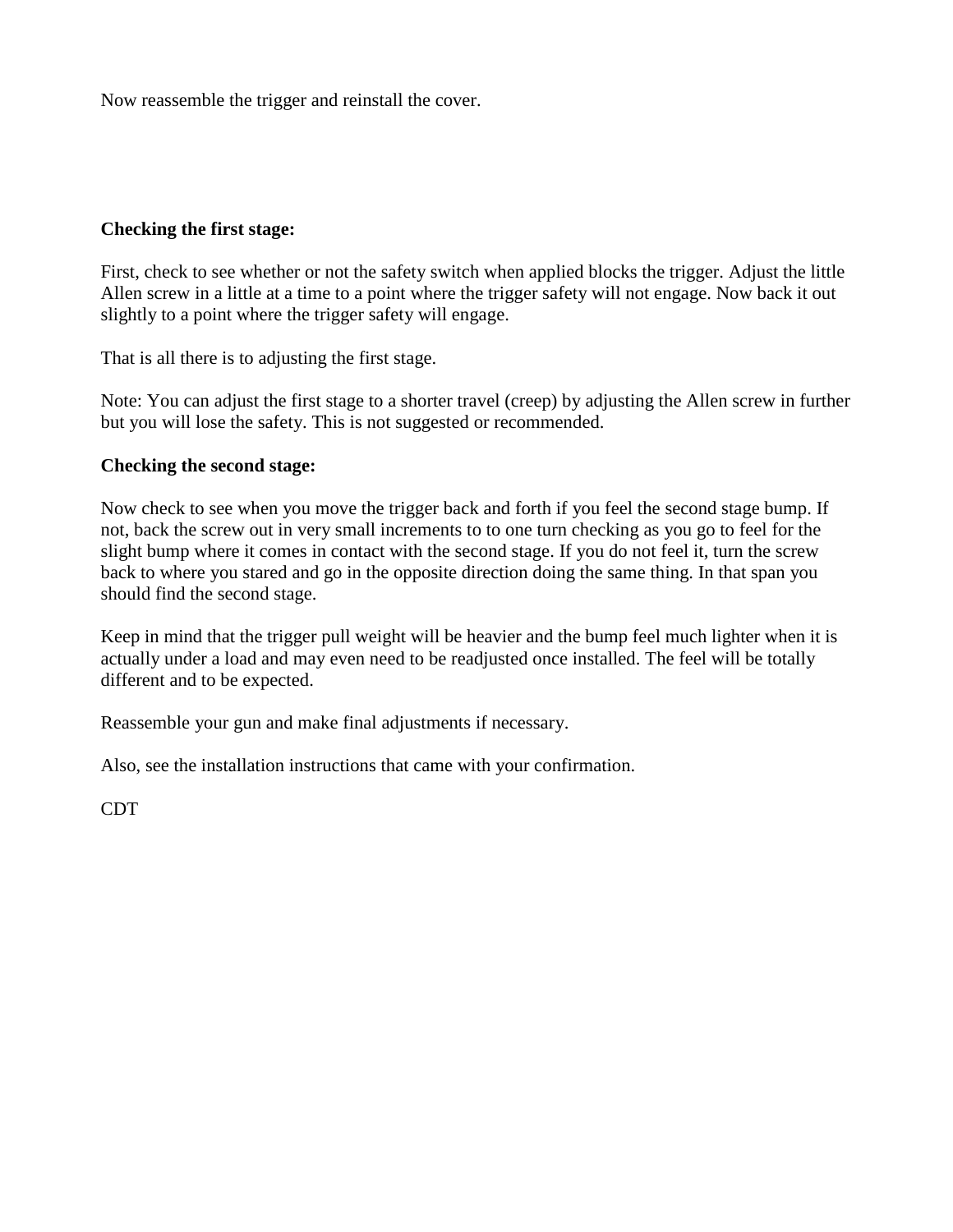Now reassemble the trigger and reinstall the cover.

**Checking the first stage:**

First, check to see whether or not the safety switch when applied blocks the trigger. Adjust the little Allen screw in a little at a time to a point where the trigger safety will not engage. Now back it out slightly to a point where the trigger safety will engage.

That is all there is to adjusting the first stage.

Note: You can adjust the first stage to a shorter travel (creep) by adjusting the Allen screw in further but you will lose the safety. This is not suggested or recommended.

**Checking the second stage:**

Now check to see when you move the trigger back and forth if you feel the second stage bump. If not, back the screw out in very small increments to to one turn checking as you go to feel for the slight bump where it comes in contact with the second stage. If you do not feel it, turn the screw back to where you stared and go in the opposite direction doing the same thing. In that span you should find the second stage.

Keep in mind that the trigger pull weight will be heavier and the bump feel much lighter when it is actually under a load and may even need to be readjusted once installed. The feel will be totally different and to be expected.

Reassemble your gun and make final adjustments if necessary.

Also, see the installation instructions that came with your confirmation.

CDT